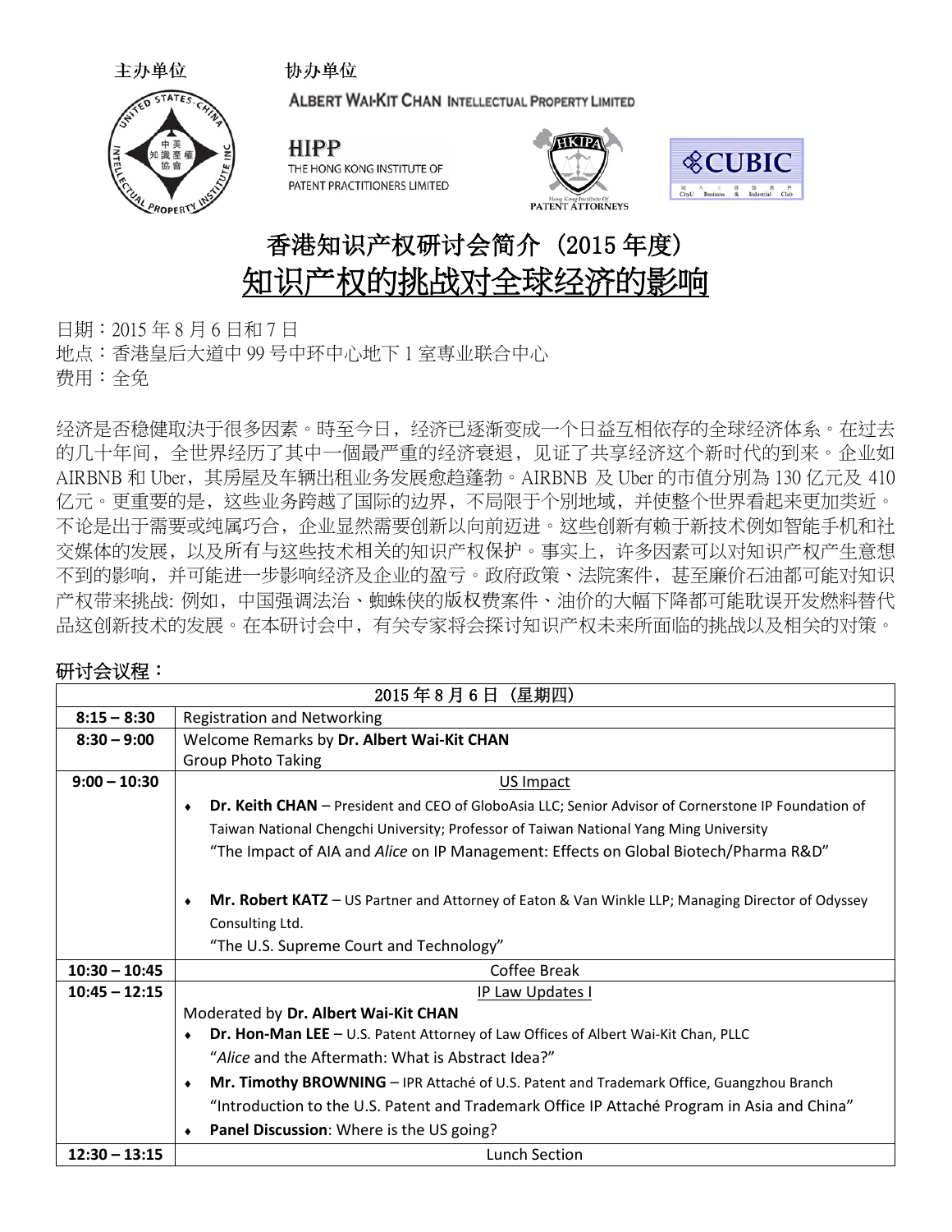**主办单位** **协办单位**

ALBERT WAI-KIT CHAN INTELLECTUAL PROPERTY LIMITED

HIPP
THE HONG KONG INSTITUTE OF
PATENT PRACTITIONERS LIMITED

HKIPA
Hong Kong Institute Of
PATENT ATTORNEYS

CUBIC
CityU Business & Industrial Club

# 香港知识产权研讨会简介（2015 年度）

# 知识产权的挑战对全球经济的影响

日期：2015 年 8 月 6 日和 7 日
地点：香港皇后大道中 99 号中环中心地下 1 室专业联合中心
费用：全免

经济是否稳健取决于很多因素。時至今日，经济已逐渐变成一个日益互相依存的全球经济体系。在过去的几十年间，全世界经历了其中一個最严重的经济衰退，见证了共享经济这个新时代的到来。企业如 AIRBNB 和 Uber，其房屋及车辆出租业务发展愈趋蓬勃。AIRBNB 及 Uber 的市值分别為 130 亿元及 410 亿元。更重要的是，这些业务跨越了国际的边界，不局限于个别地域，并使整个世界看起来更加类近。不论是出于需要或纯属巧合，企业显然需要创新以向前迈进。这些创新有赖于新技术例如智能手机和社交媒体的发展，以及所有与这些技术相关的知识产权保护。事实上，许多因素可以对知识产权产生意想不到的影响，并可能进一步影响经济及企业的盈亏。政府政策、法院案件，甚至廉价石油都可能对知识产权带来挑战: 例如，中国强调法治、蜘蛛侠的版权费案件、油价的大幅下降都可能耽误开发燃料替代品这创新技术的发展。在本研讨会中，有关专家将会探讨知识产权未来所面临的挑战以及相关的对策。

## 研讨会议程：

| 2015 年 8 月 6 日（星期四） | |
|---|---|
| **8:15 – 8:30** | Registration and Networking |
| **8:30 – 9:00** | Welcome Remarks by **Dr. Albert Wai-Kit CHAN**<br>Group Photo Taking |
| **9:00 – 10:30** | US Impact<br>♦ **Dr. Keith CHAN** – President and CEO of GloboAsia LLC; Senior Advisor of Cornerstone IP Foundation of Taiwan National Chengchi University; Professor of Taiwan National Yang Ming University<br>"The Impact of AIA and *Alice* on IP Management: Effects on Global Biotech/Pharma R&D"<br>♦ **Mr. Robert KATZ** – US Partner and Attorney of Eaton & Van Winkle LLP; Managing Director of Odyssey Consulting Ltd.<br>"The U.S. Supreme Court and Technology" |
| **10:30 – 10:45** | Coffee Break |
| **10:45 – 12:15** | IP Law Updates I<br>Moderated by **Dr. Albert Wai-Kit CHAN**<br>♦ **Dr. Hon-Man LEE** – U.S. Patent Attorney of Law Offices of Albert Wai-Kit Chan, PLLC<br>"*Alice* and the Aftermath: What is Abstract Idea?"<br>♦ **Mr. Timothy BROWNING** – IPR Attaché of U.S. Patent and Trademark Office, Guangzhou Branch<br>"Introduction to the U.S. Patent and Trademark Office IP Attaché Program in Asia and China"<br>♦ **Panel Discussion**: Where is the US going? |
| **12:30 – 13:15** | Lunch Section |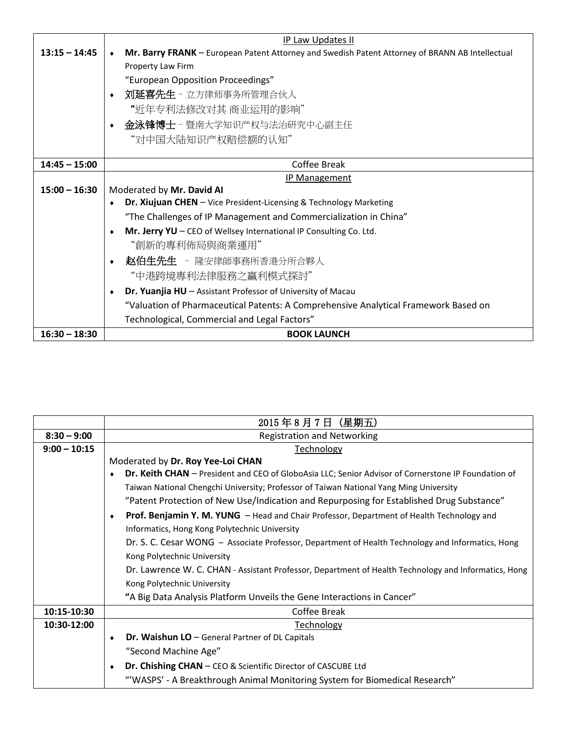| | IP Law Updates II |
|---|---|
| **13:15 – 14:45** | ♦ **Mr. Barry FRANK** – European Patent Attorney and Swedish Patent Attorney of BRANN AB Intellectual Property Law Firm<br>"European Opposition Proceedings"<br>♦ **刘延喜先生** – 立方律师事务所管理合伙人<br>**"**近年专利法修改对其 商业运用的影响"<br>♦ **金泳锋博士** – 暨南大学知识产权与法治研究中心副主任<br>"对中国大陆知识产权赔偿额的认知" |
| **14:45 – 15:00** | Coffee Break |
| | IP Management |
| **15:00 – 16:30** | Moderated by **Mr. David AI**<br>♦ **Dr. Xiujuan CHEN** – Vice President-Licensing & Technology Marketing<br>"The Challenges of IP Management and Commercialization in China"<br>♦ **Mr. Jerry YU** – CEO of Wellsey International IP Consulting Co. Ltd.<br>"創新的專利佈局與商業運用"<br>♦ **赵伯生先生** – 隆安律師事務所香港分所合夥人<br>"中港跨境專利法律服務之贏利模式探討"<br>♦ **Dr. Yuanjia HU** – Assistant Professor of University of Macau<br>"Valuation of Pharmaceutical Patents: A Comprehensive Analytical Framework Based on Technological, Commercial and Legal Factors" |
| **16:30 – 18:30** | **BOOK LAUNCH** |

| | 2015 年 8 月 7 日（星期五） |
|---|---|
| **8:30 – 9:00** | Registration and Networking |
| **9:00 – 10:15** | Technology<br>Moderated by **Dr. Roy Yee-Loi CHAN**<br>♦ **Dr. Keith CHAN** – President and CEO of GloboAsia LLC; Senior Advisor of Cornerstone IP Foundation of Taiwan National Chengchi University; Professor of Taiwan National Yang Ming University<br>"Patent Protection of New Use/Indication and Repurposing for Established Drug Substance"<br>♦ **Prof. Benjamin Y. M. YUNG** – Head and Chair Professor, Department of Health Technology and Informatics, Hong Kong Polytechnic University<br>Dr. S. C. Cesar WONG – Associate Professor, Department of Health Technology and Informatics, Hong Kong Polytechnic University<br>Dr. Lawrence W. C. CHAN - Assistant Professor, Department of Health Technology and Informatics, Hong Kong Polytechnic University<br>**"**A Big Data Analysis Platform Unveils the Gene Interactions in Cancer" |
| **10:15-10:30** | Coffee Break |
| **10:30-12:00** | Technology<br>♦ **Dr. Waishun LO** – General Partner of DL Capitals<br>"Second Machine Age"<br>♦ **Dr. Chishing CHAN** – CEO & Scientific Director of CASCUBE Ltd<br>"'WASPS' - A Breakthrough Animal Monitoring System for Biomedical Research" |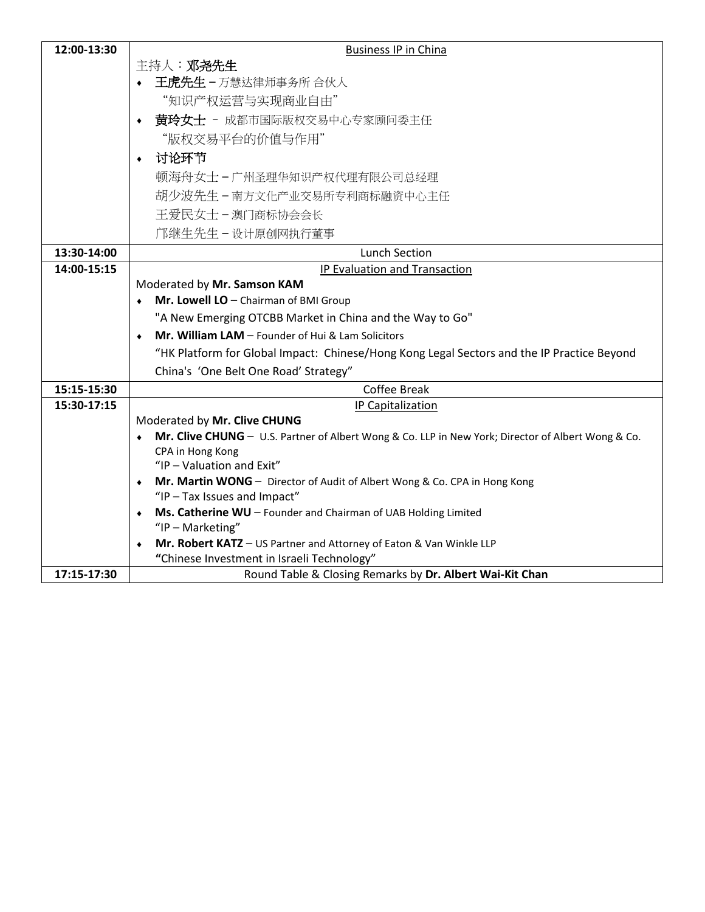| | |
|---|---|
| **12:00-13:30** | Business IP in China<br>主持人：**邓尧先生**<br>♦ **王虎先生** – 万慧达律师事务所 合伙人<br>"知识产权运营与实现商业自由"<br>♦ **黄玲女士** – 成都市国际版权交易中心专家顾问委主任<br>"版权交易平台的价值与作用"<br>♦ **讨论环节**<br>顿海舟女士 – 广州圣理华知识产权代理有限公司总经理<br>胡少波先生 – 南方文化产业交易所专利商标融资中心主任<br>王爱民女士 – 澳门商标协会会长<br>邝继生先生 – 设计原创网执行董事 |
| **13:30-14:00** | Lunch Section |
| **14:00-15:15** | IP Evaluation and Transaction<br>Moderated by **Mr. Samson KAM**<br>♦ **Mr. Lowell LO** – Chairman of BMI Group<br>"A New Emerging OTCBB Market in China and the Way to Go"<br>♦ **Mr. William LAM** – Founder of Hui & Lam Solicitors<br>"HK Platform for Global Impact: Chinese/Hong Kong Legal Sectors and the IP Practice Beyond China's 'One Belt One Road' Strategy" |
| **15:15-15:30** | Coffee Break |
| **15:30-17:15** | IP Capitalization<br>Moderated by **Mr. Clive CHUNG**<br>♦ **Mr. Clive CHUNG** – U.S. Partner of Albert Wong & Co. LLP in New York; Director of Albert Wong & Co. CPA in Hong Kong<br>"IP – Valuation and Exit"<br>♦ **Mr. Martin WONG** – Director of Audit of Albert Wong & Co. CPA in Hong Kong<br>"IP – Tax Issues and Impact"<br>♦ **Ms. Catherine WU** – Founder and Chairman of UAB Holding Limited<br>"IP – Marketing"<br>♦ **Mr. Robert KATZ** – US Partner and Attorney of Eaton & Van Winkle LLP<br>**"**Chinese Investment in Israeli Technology" |
| **17:15-17:30** | Round Table & Closing Remarks by **Dr. Albert Wai-Kit Chan** |